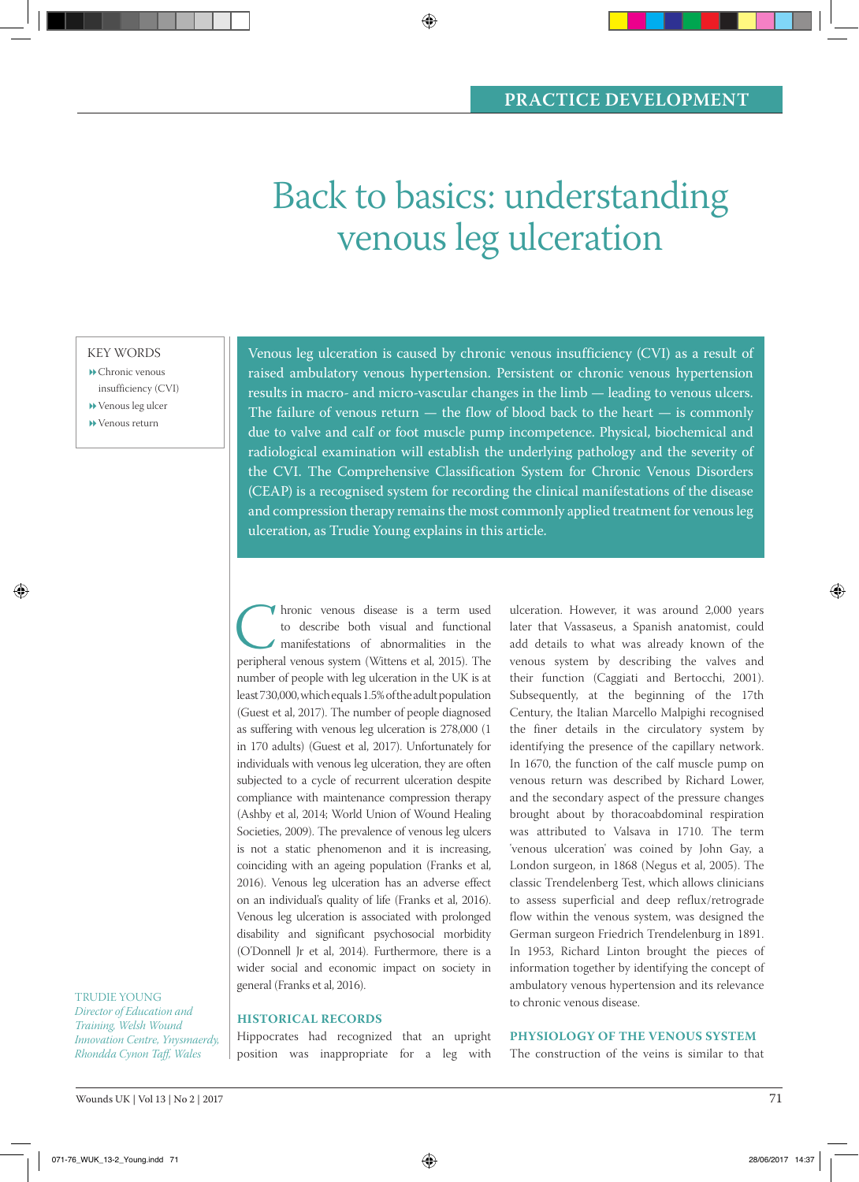PRACTICE DEVELOPMENT

# Back to basics: understanding venous leg ulceration

**KEY WORDS**
- Chronic venous insufficiency (CVI)
- Venous leg ulcer
- Venous return

Venous leg ulceration is caused by chronic venous insufficiency (CVI) as a result of raised ambulatory venous hypertension. Persistent or chronic venous hypertension results in macro- and micro-vascular changes in the limb — leading to venous ulcers. The failure of venous return — the flow of blood back to the heart — is commonly due to valve and calf or foot muscle pump incompetence. Physical, biochemical and radiological examination will establish the underlying pathology and the severity of the CVI. The Comprehensive Classification System for Chronic Venous Disorders (CEAP) is a recognised system for recording the clinical manifestations of the disease and compression therapy remains the most commonly applied treatment for venous leg ulceration, as Trudie Young explains in this article.

TRUDIE YOUNG
*Director of Education and Training, Welsh Wound Innovation Centre, Ynysmaerdy, Rhondda Cynon Taff, Wales*

Chronic venous disease is a term used to describe both visual and functional manifestations of abnormalities in the peripheral venous system (Wittens et al, 2015). The number of people with leg ulceration in the UK is at least 730,000, which equals 1.5% of the adult population (Guest et al, 2017). The number of people diagnosed as suffering with venous leg ulceration is 278,000 (1 in 170 adults) (Guest et al, 2017). Unfortunately for individuals with venous leg ulceration, they are often subjected to a cycle of recurrent ulceration despite compliance with maintenance compression therapy (Ashby et al, 2014; World Union of Wound Healing Societies, 2009). The prevalence of venous leg ulcers is not a static phenomenon and it is increasing, coinciding with an ageing population (Franks et al, 2016). Venous leg ulceration has an adverse effect on an individual's quality of life (Franks et al, 2016). Venous leg ulceration is associated with prolonged disability and significant psychosocial morbidity (O'Donnell Jr et al, 2014). Furthermore, there is a wider social and economic impact on society in general (Franks et al, 2016).

## HISTORICAL RECORDS

Hippocrates had recognized that an upright position was inappropriate for a leg with ulceration. However, it was around 2,000 years later that Vassaseus, a Spanish anatomist, could add details to what was already known of the venous system by describing the valves and their function (Caggiati and Bertocchi, 2001). Subsequently, at the beginning of the 17th Century, the Italian Marcello Malpighi recognised the finer details in the circulatory system by identifying the presence of the capillary network. In 1670, the function of the calf muscle pump on venous return was described by Richard Lower, and the secondary aspect of the pressure changes brought about by thoracoabdominal respiration was attributed to Valsava in 1710. The term 'venous ulceration' was coined by John Gay, a London surgeon, in 1868 (Negus et al, 2005). The classic Trendelenberg Test, which allows clinicians to assess superficial and deep reflux/retrograde flow within the venous system, was designed the German surgeon Friedrich Trendelenburg in 1891. In 1953, Richard Linton brought the pieces of information together by identifying the concept of ambulatory venous hypertension and its relevance to chronic venous disease.

## PHYSIOLOGY OF THE VENOUS SYSTEM

The construction of the veins is similar to that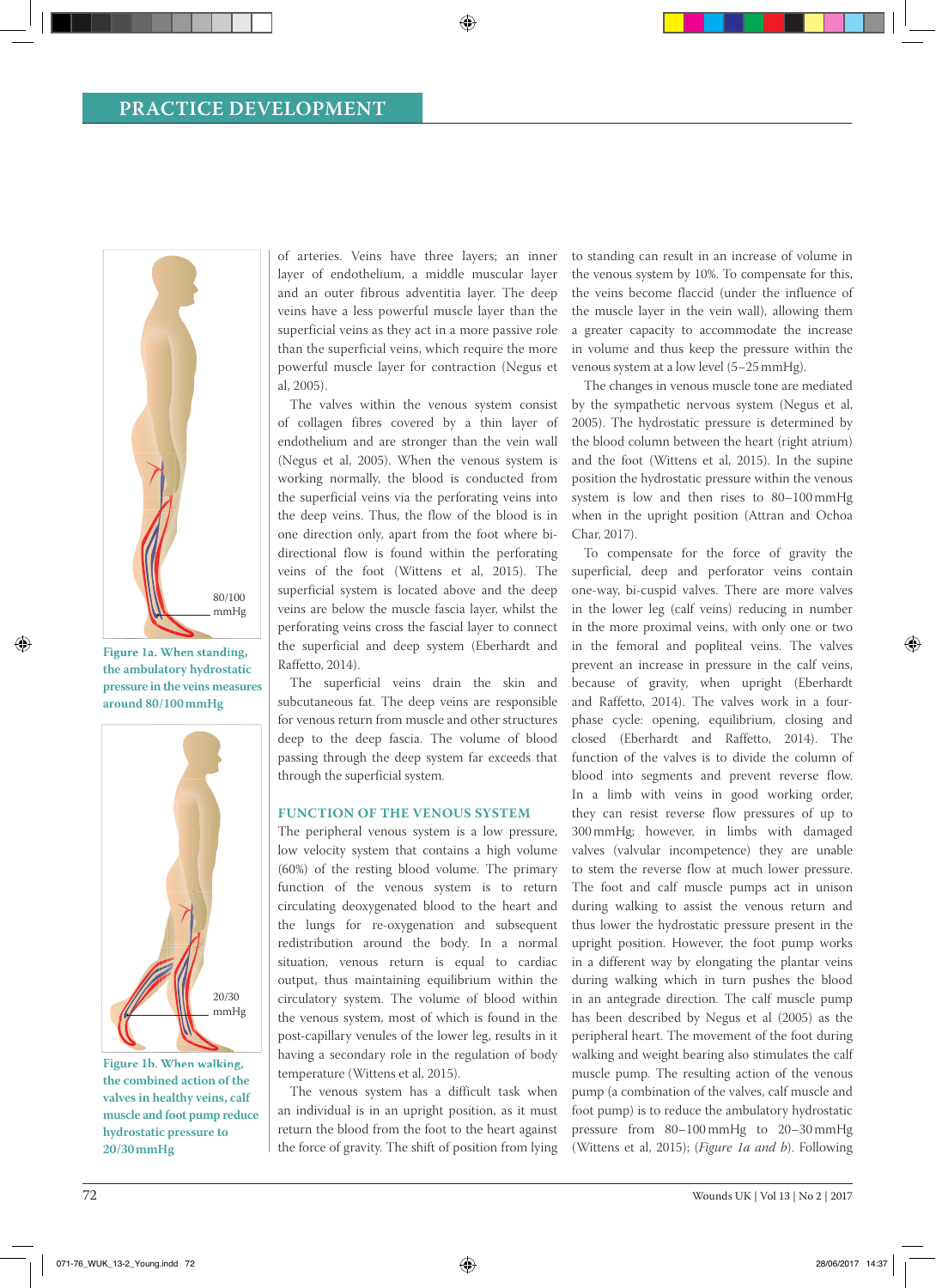of arteries. Veins have three layers; an inner layer of endothelium, a middle muscular layer and an outer fibrous adventitia layer. The deep veins have a less powerful muscle layer than the superficial veins as they act in a more passive role than the superficial veins, which require the more powerful muscle layer for contraction (Negus et al, 2005).

The valves within the venous system consist of collagen fibres covered by a thin layer of endothelium and are stronger than the vein wall (Negus et al, 2005). When the venous system is working normally, the blood is conducted from the superficial veins via the perforating veins into the deep veins. Thus, the flow of the blood is in one direction only, apart from the foot where bi-directional flow is found within the perforating veins of the foot (Wittens et al, 2015). The superficial system is located above and the deep veins are below the muscle fascia layer, whilst the perforating veins cross the fascial layer to connect the superficial and deep system (Eberhardt and Raffetto, 2014).

The superficial veins drain the skin and subcutaneous fat. The deep veins are responsible for venous return from muscle and other structures deep to the deep fascia. The volume of blood passing through the deep system far exceeds that through the superficial system.

## FUNCTION OF THE VENOUS SYSTEM

The peripheral venous system is a low pressure, low velocity system that contains a high volume (60%) of the resting blood volume. The primary function of the venous system is to return circulating deoxygenated blood to the heart and the lungs for re-oxygenation and subsequent redistribution around the body. In a normal situation, venous return is equal to cardiac output, thus maintaining equilibrium within the circulatory system. The volume of blood within the venous system, most of which is found in the post-capillary venules of the lower leg, results in it having a secondary role in the regulation of body temperature (Wittens et al, 2015).

The venous system has a difficult task when an individual is in an upright position, as it must return the blood from the foot to the heart against the force of gravity. The shift of position from lying to standing can result in an increase of volume in the venous system by 10%. To compensate for this, the veins become flaccid (under the influence of the muscle layer in the vein wall), allowing them a greater capacity to accommodate the increase in volume and thus keep the pressure within the venous system at a low level (5–25 mmHg).

The changes in venous muscle tone are mediated by the sympathetic nervous system (Negus et al, 2005). The hydrostatic pressure is determined by the blood column between the heart (right atrium) and the foot (Wittens et al, 2015). In the supine position the hydrostatic pressure within the venous system is low and then rises to 80–100 mmHg when in the upright position (Attran and Ochoa Char, 2017).

To compensate for the force of gravity the superficial, deep and perforator veins contain one-way, bi-cuspid valves. There are more valves in the lower leg (calf veins) reducing in number in the more proximal veins, with only one or two in the femoral and popliteal veins. The valves prevent an increase in pressure in the calf veins, because of gravity, when upright (Eberhardt and Raffetto, 2014). The valves work in a four-phase cycle: opening, equilibrium, closing and closed (Eberhardt and Raffetto, 2014). The function of the valves is to divide the column of blood into segments and prevent reverse flow. In a limb with veins in good working order, they can resist reverse flow pressures of up to 300 mmHg; however, in limbs with damaged valves (valvular incompetence) they are unable to stem the reverse flow at much lower pressure. The foot and calf muscle pumps act in unison during walking to assist the venous return and thus lower the hydrostatic pressure present in the upright position. However, the foot pump works in a different way by elongating the plantar veins during walking which in turn pushes the blood in an antegrade direction. The calf muscle pump has been described by Negus et al (2005) as the peripheral heart. The movement of the foot during walking and weight bearing also stimulates the calf muscle pump. The resulting action of the venous pump (a combination of the valves, calf muscle and foot pump) is to reduce the ambulatory hydrostatic pressure from 80–100 mmHg to 20–30 mmHg (Wittens et al, 2015); (*Figure 1a and b*). Following

Figure 1a. When standing, the ambulatory hydrostatic pressure in the veins measures around 80/100 mmHg

Figure 1b. When walking, the combined action of the valves in healthy veins, calf muscle and foot pump reduce hydrostatic pressure to 20/30 mmHg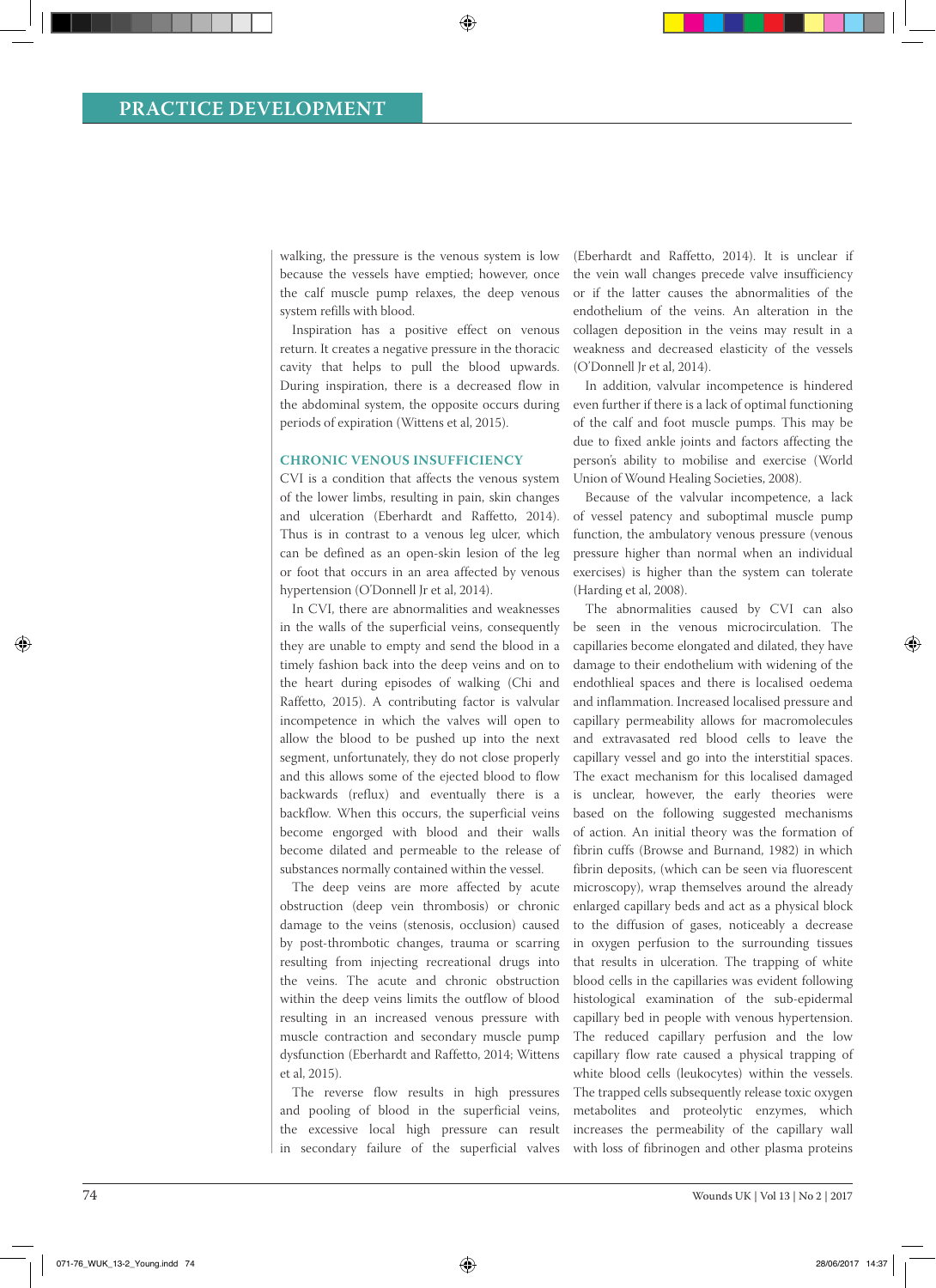walking, the pressure is the venous system is low because the vessels have emptied; however, once the calf muscle pump relaxes, the deep venous system refills with blood.

Inspiration has a positive effect on venous return. It creates a negative pressure in the thoracic cavity that helps to pull the blood upwards. During inspiration, there is a decreased flow in the abdominal system, the opposite occurs during periods of expiration (Wittens et al, 2015).

## CHRONIC VENOUS INSUFFICIENCY

CVI is a condition that affects the venous system of the lower limbs, resulting in pain, skin changes and ulceration (Eberhardt and Raffetto, 2014). Thus is in contrast to a venous leg ulcer, which can be defined as an open-skin lesion of the leg or foot that occurs in an area affected by venous hypertension (O'Donnell Jr et al, 2014).

In CVI, there are abnormalities and weaknesses in the walls of the superficial veins, consequently they are unable to empty and send the blood in a timely fashion back into the deep veins and on to the heart during episodes of walking (Chi and Raffetto, 2015). A contributing factor is valvular incompetence in which the valves will open to allow the blood to be pushed up into the next segment, unfortunately, they do not close properly and this allows some of the ejected blood to flow backwards (reflux) and eventually there is a backflow. When this occurs, the superficial veins become engorged with blood and their walls become dilated and permeable to the release of substances normally contained within the vessel.

The deep veins are more affected by acute obstruction (deep vein thrombosis) or chronic damage to the veins (stenosis, occlusion) caused by post-thrombotic changes, trauma or scarring resulting from injecting recreational drugs into the veins. The acute and chronic obstruction within the deep veins limits the outflow of blood resulting in an increased venous pressure with muscle contraction and secondary muscle pump dysfunction (Eberhardt and Raffetto, 2014; Wittens et al, 2015).

The reverse flow results in high pressures and pooling of blood in the superficial veins, the excessive local high pressure can result in secondary failure of the superficial valves (Eberhardt and Raffetto, 2014). It is unclear if the vein wall changes precede valve insufficiency or if the latter causes the abnormalities of the endothelium of the veins. An alteration in the collagen deposition in the veins may result in a weakness and decreased elasticity of the vessels (O'Donnell Jr et al, 2014).

In addition, valvular incompetence is hindered even further if there is a lack of optimal functioning of the calf and foot muscle pumps. This may be due to fixed ankle joints and factors affecting the person's ability to mobilise and exercise (World Union of Wound Healing Societies, 2008).

Because of the valvular incompetence, a lack of vessel patency and suboptimal muscle pump function, the ambulatory venous pressure (venous pressure higher than normal when an individual exercises) is higher than the system can tolerate (Harding et al, 2008).

The abnormalities caused by CVI can also be seen in the venous microcirculation. The capillaries become elongated and dilated, they have damage to their endothelium with widening of the endothlieal spaces and there is localised oedema and inflammation. Increased localised pressure and capillary permeability allows for macromolecules and extravasated red blood cells to leave the capillary vessel and go into the interstitial spaces. The exact mechanism for this localised damaged is unclear, however, the early theories were based on the following suggested mechanisms of action. An initial theory was the formation of fibrin cuffs (Browse and Burnand, 1982) in which fibrin deposits, (which can be seen via fluorescent microscopy), wrap themselves around the already enlarged capillary beds and act as a physical block to the diffusion of gases, noticeably a decrease in oxygen perfusion to the surrounding tissues that results in ulceration. The trapping of white blood cells in the capillaries was evident following histological examination of the sub-epidermal capillary bed in people with venous hypertension. The reduced capillary perfusion and the low capillary flow rate caused a physical trapping of white blood cells (leukocytes) within the vessels. The trapped cells subsequently release toxic oxygen metabolites and proteolytic enzymes, which increases the permeability of the capillary wall with loss of fibrinogen and other plasma proteins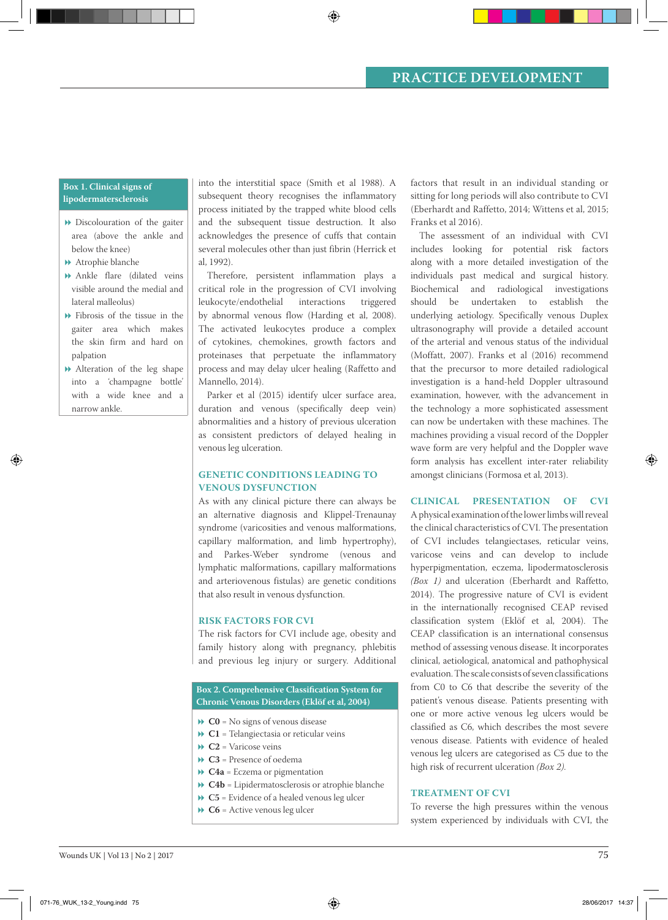### Box 1. Clinical signs of lipodermatersclerosis

- Discolouration of the gaiter area (above the ankle and below the knee)
- Atrophie blanche
- Ankle flare (dilated veins visible around the medial and lateral malleolus)
- Fibrosis of the tissue in the gaiter area which makes the skin firm and hard on palpation
- Alteration of the leg shape into a 'champagne bottle' with a wide knee and a narrow ankle.

into the interstitial space (Smith et al 1988). A subsequent theory recognises the inflammatory process initiated by the trapped white blood cells and the subsequent tissue destruction. It also acknowledges the presence of cuffs that contain several molecules other than just fibrin (Herrick et al, 1992).

Therefore, persistent inflammation plays a critical role in the progression of CVI involving leukocyte/endothelial interactions triggered by abnormal venous flow (Harding et al, 2008). The activated leukocytes produce a complex of cytokines, chemokines, growth factors and proteinases that perpetuate the inflammatory process and may delay ulcer healing (Raffetto and Mannello, 2014).

Parker et al (2015) identify ulcer surface area, duration and venous (specifically deep vein) abnormalities and a history of previous ulceration as consistent predictors of delayed healing in venous leg ulceration.

## GENETIC CONDITIONS LEADING TO VENOUS DYSFUNCTION

As with any clinical picture there can always be an alternative diagnosis and Klippel-Trenaunay syndrome (varicosities and venous malformations, capillary malformation, and limb hypertrophy), and Parkes-Weber syndrome (venous and lymphatic malformations, capillary malformations and arteriovenous fistulas) are genetic conditions that also result in venous dysfunction.

## RISK FACTORS FOR CVI

The risk factors for CVI include age, obesity and family history along with pregnancy, phlebitis and previous leg injury or surgery. Additional factors that result in an individual standing or sitting for long periods will also contribute to CVI (Eberhardt and Raffetto, 2014; Wittens et al, 2015; Franks et al 2016).

The assessment of an individual with CVI includes looking for potential risk factors along with a more detailed investigation of the individuals past medical and surgical history. Biochemical and radiological investigations should be undertaken to establish the underlying aetiology. Specifically venous Duplex ultrasonography will provide a detailed account of the arterial and venous status of the individual (Moffatt, 2007). Franks et al (2016) recommend that the precursor to more detailed radiological investigation is a hand-held Doppler ultrasound examination, however, with the advancement in the technology a more sophisticated assessment can now be undertaken with these machines. The machines providing a visual record of the Doppler wave form are very helpful and the Doppler wave form analysis has excellent inter-rater reliability amongst clinicians (Formosa et al, 2013).

### Box 2. Comprehensive Classification System for Chronic Venous Disorders (Eklöf et al, 2004)

- **C0** = No signs of venous disease
- **C1** = Telangiectasia or reticular veins
- **C2** = Varicose veins
- **C3** = Presence of oedema
- **C4a** = Eczema or pigmentation
- **C4b** = Lipidermatosclerosis or atrophie blanche
- **C5** = Evidence of a healed venous leg ulcer
- **C6** = Active venous leg ulcer

## CLINICAL PRESENTATION OF CVI

A physical examination of the lower limbs will reveal the clinical characteristics of CVI. The presentation of CVI includes telangiectases, reticular veins, varicose veins and can develop to include hyperpigmentation, eczema, lipodermatosclerosis *(Box 1)* and ulceration (Eberhardt and Raffetto, 2014). The progressive nature of CVI is evident in the internationally recognised CEAP revised classification system (Eklöf et al, 2004). The CEAP classification is an international consensus method of assessing venous disease. It incorporates clinical, aetiological, anatomical and pathophysical evaluation. The scale consists of seven classifications from C0 to C6 that describe the severity of the patient's venous disease. Patients presenting with one or more active venous leg ulcers would be classified as C6, which describes the most severe venous disease. Patients with evidence of healed venous leg ulcers are categorised as C5 due to the high risk of recurrent ulceration *(Box 2)*.

## TREATMENT OF CVI

To reverse the high pressures within the venous system experienced by individuals with CVI, the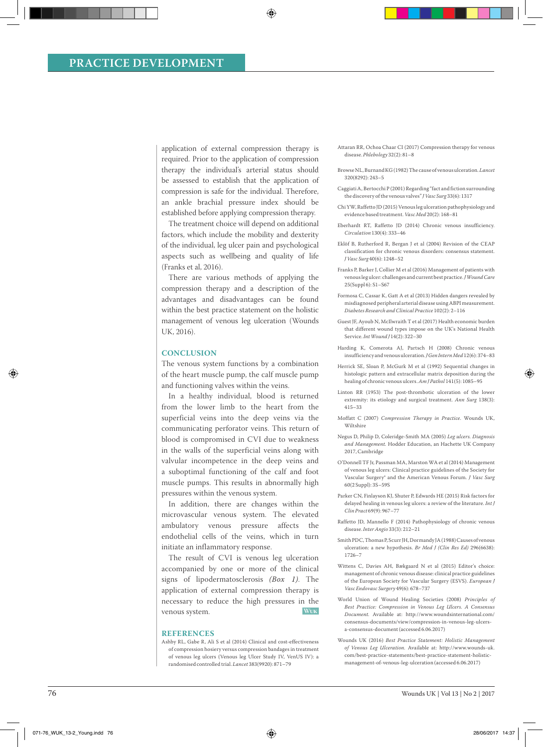application of external compression therapy is required. Prior to the application of compression therapy the individual's arterial status should be assessed to establish that the application of compression is safe for the individual. Therefore, an ankle brachial pressure index should be established before applying compression therapy.

The treatment choice will depend on additional factors, which include the mobility and dexterity of the individual, leg ulcer pain and psychological aspects such as wellbeing and quality of life (Franks et al, 2016).

There are various methods of applying the compression therapy and a description of the advantages and disadvantages can be found within the best practice statement on the holistic management of venous leg ulceration (Wounds UK, 2016).

## CONCLUSION

The venous system functions by a combination of the heart muscle pump, the calf muscle pump and functioning valves within the veins.

In a healthy individual, blood is returned from the lower limb to the heart from the superficial veins into the deep veins via the communicating perforator veins. This return of blood is compromised in CVI due to weakness in the walls of the superficial veins along with valvular incompetence in the deep veins and a suboptimal functioning of the calf and foot muscle pumps. This results in abnormally high pressures within the venous system.

In addition, there are changes within the microvascular venous system. The elevated ambulatory venous pressure affects the endothelial cells of the veins, which in turn initiate an inflammatory response.

The result of CVI is venous leg ulceration accompanied by one or more of the clinical signs of lipodermatosclerosis *(Box 1)*. The application of external compression therapy is necessary to reduce the high pressures in the venous system. WUK

## REFERENCES

Ashby RL, Gabe R, Ali S et al (2014) Clinical and cost-effectiveness of compression hosiery versus compression bandages in treatment of venous leg ulcers (Venous leg Ulcer Study IV, VenUS IV): a randomised controlled trial. *Lancet* 383(9920): 871–79

Attaran RR, Ochoa Chaar CI (2017) Compression therapy for venous disease. *Phlebology* 32(2): 81–8

Browse NL, Burnand KG (1982) The cause of venous ulceration. *Lancet* 320(8292): 243–5

Caggiati A, Bertocchi P (2001) Regarding "fact and fiction surrounding the discovery of the venous valves" *J Vasc Surg* 33(6): 1317

Chi YW, Raffetto JD (2015) Venous leg ulceration pathophysiology and evidence based treatment. *Vasc Med* 20(2): 168–81

Eberhardt RT, Raffetto JD (2014) Chronic venous insufficiency. *Circulation* 130(4): 333–46

Eklöf B, Rutherford R, Bergan J et al (2004) Revision of the CEAP classification for chronic venous disorders: consensus statement. *J Vasc Surg* 40(6): 1248–52

Franks P, Barker J, Collier M et al (2016) Management of patients with venous leg ulcer: challenges and current best practice. *J Wound Care* 25(Suppl 6): S1–S67

Formosa C, Cassar K, Gatt A et al (2013) Hidden dangers revealed by misdiagnosed peripheral arterial disease using ABPI measurement. *Diabetes Research and Clinical Practice* 102(2): 2–116

Guest JF, Ayoub N, McIlwraith T et al (2017) Health economic burden that different wound types impose on the UK's National Health Service. *Int Wound J* 14(2): 322–30

Harding K, Comerota AJ, Partsch H (2008) Chronic venous insufficiency and venous ulceration. *J Gen Intern Med* 12(6): 374–83

Herrick SE, Sloan P, McGurk M et al (1992) Sequential changes in histologic pattern and extracellular matrix deposition during the healing of chronic venous ulcers. *Am J Pathol* 141(5): 1085–95

Linton RR (1953) The post-thrombotic ulceration of the lower extremity: its etiology and surgical treatment. *Ann Surg* 138(3): 415–33

Moffatt C (2007) *Compression Therapy in Practice*. Wounds UK, Wiltshire

Negus D, Philip D, Coleridge-Smith MA (2005) *Leg ulcers. Diagnosis and Management*. Hodder Education, an Hachette UK Company 2017, Cambridge

O'Donnell TF Jr, Passman MA, Marston WA et al (2014) Management of venous leg ulcers: Clinical practice guidelines of the Society for Vascular Surgery® and the American Venous Forum. *J Vasc Surg* 60(2 Suppl): 3S–59S

Parker CN, Finlayson KJ, Shuter P, Edwards HE (2015) Risk factors for delayed healing in venous leg ulcers: a review of the literature. *Int J Clin Pract* 69(9): 967–77

Raffetto JD, Mannello F (2014) Pathophysiology of chronic venous disease. *Inter Angio* 33(3): 212–21

Smith PDC, Thomas P, Scurr JH, Dormandy JA (1988) Causes of venous ulceration: a new hypothesis. *Br Med J (Clin Res Ed)* 296(6638): 1726–7

Wittens C, Davies AH, Bækgaard N et al (2015) Editor's choice: management of chronic venous disease: clinical practice guidelines of the European Society for Vascular Surgery (ESVS). *European J Vasc Endovasc Surgery* 49(6): 678–737

World Union of Wound Healing Societies (2008) *Principles of Best Practice: Compression in Venous Leg Ulcers. A Consensus Document.* Available at: http://www.woundsinternational.com/consensus-documents/view/compression-in-venous-leg-ulcers-a-consensus-document (accessed 6.06.2017)

Wounds UK (2016) *Best Practice Statement: Holistic Management of Venous Leg Ulceration.* Available at: http://www.wounds-uk.com/best-practice-statements/best-practice-statement-holistic-management-of-venous-leg-ulceration (accessed 6.06.2017)